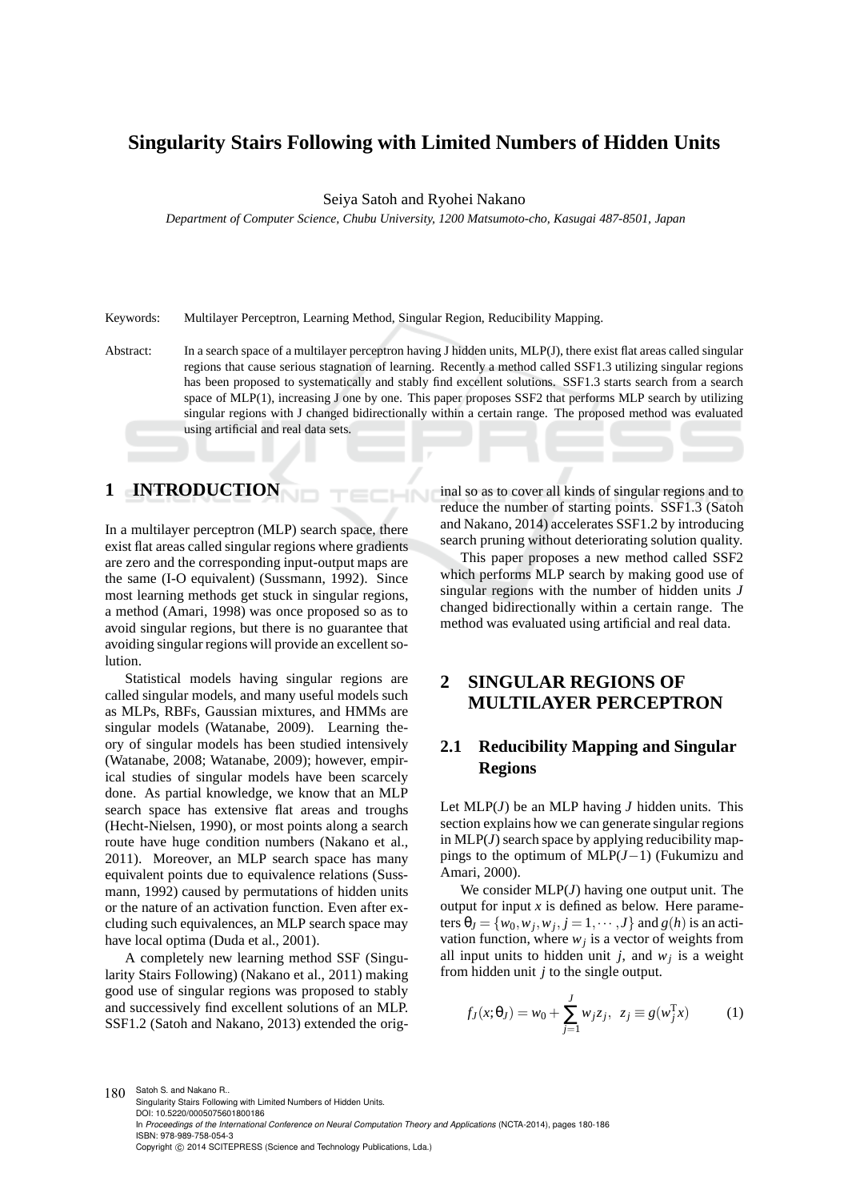# Singularity Stairs Following with Limited Numbers of Hidden Units

Seiya Satoh and Ryohei Nakano

*Department of Computer Science, Chubu University, 1200 Matsumoto-cho, Kasugai 487-8501, Japan*

Keywords: Multilayer Perceptron, Learning Method, Singular Region, Reducibility Mapping.

Abstract: In a search space of a multilayer perceptron having J hidden units, MLP(J), there exist flat areas called singular regions that cause serious stagnation of learning. Recently a method called SSF1.3 utilizing singular regions has been proposed to systematically and stably find excellent solutions. SSF1.3 starts search from a search space of MLP(1), increasing J one by one. This paper proposes SSF2 that performs MLP search by utilizing singular regions with J changed bidirectionally within a certain range. The proposed method was evaluated using artificial and real data sets.

## 1 INTRODUCTION

In a multilayer perceptron (MLP) search space, there exist flat areas called singular regions where gradients are zero and the corresponding input-output maps are the same (I-O equivalent) (Sussmann, 1992). Since most learning methods get stuck in singular regions, a method (Amari, 1998) was once proposed so as to avoid singular regions, but there is no guarantee that avoiding singular regions will provide an excellent solution.

Statistical models having singular regions are called singular models, and many useful models such as MLPs, RBFs, Gaussian mixtures, and HMMs are singular models (Watanabe, 2009). Learning theory of singular models has been studied intensively (Watanabe, 2008; Watanabe, 2009); however, empirical studies of singular models have been scarcely done. As partial knowledge, we know that an MLP search space has extensive flat areas and troughs (Hecht-Nielsen, 1990), or most points along a search route have huge condition numbers (Nakano et al., 2011). Moreover, an MLP search space has many equivalent points due to equivalence relations (Sussmann, 1992) caused by permutations of hidden units or the nature of an activation function. Even after excluding such equivalences, an MLP search space may have local optima (Duda et al., 2001).

A completely new learning method SSF (Singularity Stairs Following) (Nakano et al., 2011) making good use of singular regions was proposed to stably and successively find excellent solutions of an MLP. SSF1.2 (Satoh and Nakano, 2013) extended the original so as to cover all kinds of singular regions and to reduce the number of starting points. SSF1.3 (Satoh and Nakano, 2014) accelerates SSF1.2 by introducing search pruning without deteriorating solution quality.

This paper proposes a new method called SSF2 which performs MLP search by making good use of singular regions with the number of hidden units $J$ changed bidirectionally within a certain range. The method was evaluated using artificial and real data.

## 2 SINGULAR REGIONS OF MULTILAYER PERCEPTRON

### 2.1 Reducibility Mapping and Singular Regions

Let MLP($J$) be an MLP having $J$ hidden units. This section explains how we can generate singular regions in MLP($J$) search space by applying reducibility mappings to the optimum of MLP($J-1$) (Fukumizu and Amari, 2000).

We consider MLP($J$) having one output unit. The output for input $x$ is defined as below. Here parameters $\theta_J = \{w_0, w_j, \mathbf{w}_j, j = 1, \cdots, J\}$ and $g(h)$ is an activation function, where $\mathbf{w}_j$ is a vector of weights from all input units to hidden unit $j$, and $w_j$ is a weight from hidden unit $j$ to the single output.

$$f_J(x; \theta_J) = w_0 + \sum_{j=1}^{J} w_j z_j, \quad z_j \equiv g(\mathbf{w}_j^{\mathrm{T}} x) \tag{1}$$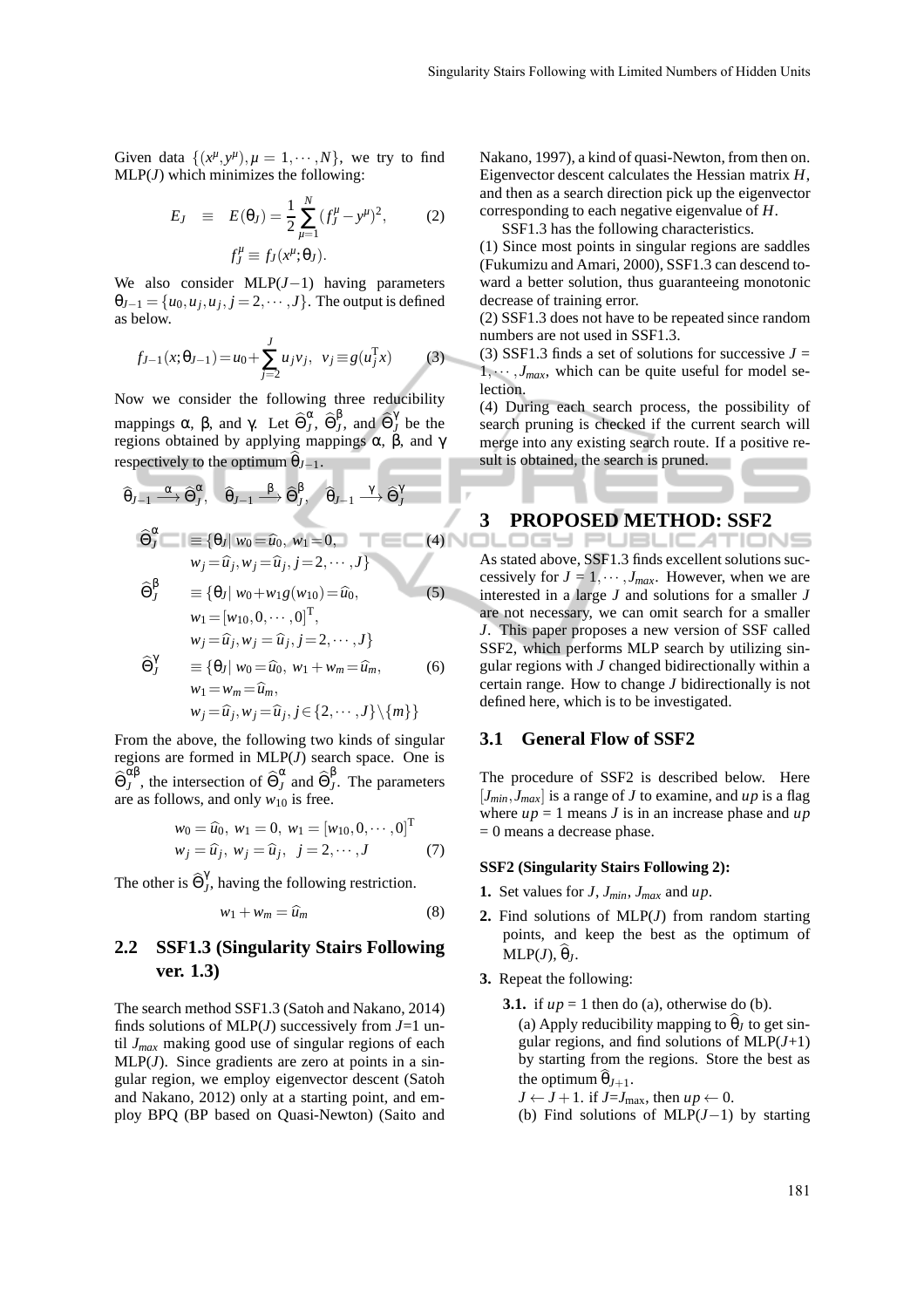Given data $\{(x^\mu, y^\mu), \mu = 1, \cdots, N\}$, we try to find MLP($J$) which minimizes the following:

$$E_J \equiv E(\theta_J) = \frac{1}{2}\sum_{\mu=1}^{N}(f_J^\mu - y^\mu)^2, \qquad (2)$$

$$f_J^\mu \equiv f_J(x^\mu; \theta_J).$$

We also consider MLP($J-1$) having parameters $\theta_{J-1} = \{u_0, u_j, \mathbf{u}_j, j = 2, \cdots, J\}$. The output is defined as below.

$$f_{J-1}(x; \theta_{J-1}) = u_0 + \sum_{j=2}^{J} u_j v_j, \quad v_j \equiv g(\mathbf{u}_j^{\mathrm{T}} x) \qquad (3)$$

Now we consider the following three reducibility mappings $\alpha$, $\beta$, and $\gamma$. Let $\widehat{\Theta}_J^\alpha$, $\widehat{\Theta}_J^\beta$, and $\widehat{\Theta}_J^\gamma$ be the regions obtained by applying mappings $\alpha$, $\beta$, and $\gamma$ respectively to the optimum $\widehat{\theta}_{J-1}$.

$$\widehat{\theta}_{J-1} \xrightarrow{\alpha} \widehat{\Theta}_J^\alpha, \quad \widehat{\theta}_{J-1} \xrightarrow{\beta} \widehat{\Theta}_J^\beta, \quad \widehat{\theta}_{J-1} \xrightarrow{\gamma} \widehat{\Theta}_J^\gamma$$

$$\begin{aligned}
\widehat{\Theta}_J^\alpha &\equiv \{\theta_J \mid w_0 = \widehat{u}_0,\ w_1 = 0, \qquad (4)\\
&\quad w_j = \widehat{u}_j, \mathbf{w}_j = \widehat{\mathbf{u}}_j, j = 2, \cdots, J\}\\
\widehat{\Theta}_J^\beta &\equiv \{\theta_J \mid w_0 + w_1 g(w_{10}) = \widehat{u}_0, \qquad (5)\\
&\quad \mathbf{w}_1 = [w_{10}, 0, \cdots, 0]^{\mathrm{T}},\\
&\quad w_j = \widehat{u}_j, \mathbf{w}_j = \widehat{\mathbf{u}}_j, j = 2, \cdots, J\}\\
\widehat{\Theta}_J^\gamma &\equiv \{\theta_J \mid w_0 = \widehat{u}_0,\ w_1 + w_m = \widehat{u}_m, \qquad (6)\\
&\quad \mathbf{w}_1 = \mathbf{w}_m = \widehat{\mathbf{u}}_m,\\
&\quad w_j = \widehat{u}_j, \mathbf{w}_j = \widehat{\mathbf{u}}_j, j \in \{2, \cdots, J\} \setminus \{m\}\}
\end{aligned}$$

From the above, the following two kinds of singular regions are formed in MLP($J$) search space. One is $\widehat{\Theta}_J^{\alpha\beta}$, the intersection of $\widehat{\Theta}_J^\alpha$ and $\widehat{\Theta}_J^\beta$. The parameters are as follows, and only $w_{10}$ is free.

$$\begin{aligned}
&w_0 = \widehat{u}_0,\ w_1 = 0,\ \mathbf{w}_1 = [w_{10}, 0, \cdots, 0]^{\mathrm{T}}\\
&w_j = \widehat{u}_j,\ \mathbf{w}_j = \widehat{\mathbf{u}}_j,\ \ j = 2, \cdots, J \qquad (7)
\end{aligned}$$

The other is $\widehat{\Theta}_J^\gamma$, having the following restriction.

$$w_1 + w_m = \widehat{u}_m \qquad (8)$$

## 2.2 SSF1.3 (Singularity Stairs Following ver. 1.3)

The search method SSF1.3 (Satoh and Nakano, 2014) finds solutions of MLP($J$) successively from $J$=1 until $J_{max}$ making good use of singular regions of each MLP($J$). Since gradients are zero at points in a singular region, we employ eigenvector descent (Satoh and Nakano, 2012) only at a starting point, and employ BPQ (BP based on Quasi-Newton) (Saito and Nakano, 1997), a kind of quasi-Newton, from then on. Eigenvector descent calculates the Hessian matrix $H$, and then as a search direction pick up the eigenvector corresponding to each negative eigenvalue of $H$.

SSF1.3 has the following characteristics.

(1) Since most points in singular regions are saddles (Fukumizu and Amari, 2000), SSF1.3 can descend toward a better solution, thus guaranteeing monotonic decrease of training error.

(2) SSF1.3 does not have to be repeated since random numbers are not used in SSF1.3.

(3) SSF1.3 finds a set of solutions for successive $J = 1, \cdots, J_{max}$, which can be quite useful for model selection.

(4) During each search process, the possibility of search pruning is checked if the current search will merge into any existing search route. If a positive result is obtained, the search is pruned.

# 3 PROPOSED METHOD: SSF2

As stated above, SSF1.3 finds excellent solutions successively for $J = 1, \cdots, J_{max}$. However, when we are interested in a large $J$ and solutions for a smaller $J$ are not necessary, we can omit search for a smaller $J$. This paper proposes a new version of SSF called SSF2, which performs MLP search by utilizing singular regions with $J$ changed bidirectionally within a certain range. How to change $J$ bidirectionally is not defined here, which is to be investigated.

## 3.1 General Flow of SSF2

The procedure of SSF2 is described below. Here $[J_{min}, J_{max}]$ is a range of $J$ to examine, and $up$ is a flag where $up$ = 1 means $J$ is in an increase phase and $up$ = 0 means a decrease phase.

**SSF2 (Singularity Stairs Following 2):**

**1.** Set values for $J$, $J_{min}$, $J_{max}$ and $up$.

**2.** Find solutions of MLP($J$) from random starting points, and keep the best as the optimum of MLP($J$), $\widehat{\theta}_J$.

**3.** Repeat the following:

**3.1.** if $up$ = 1 then do (a), otherwise do (b).

(a) Apply reducibility mapping to $\widehat{\theta}_J$ to get singular regions, and find solutions of MLP($J$+1) by starting from the regions. Store the best as the optimum $\widehat{\theta}_{J+1}$.

$J \leftarrow J+1$. if $J$=$J_{\max}$, then $up \leftarrow 0$.

(b) Find solutions of MLP($J-1$) by starting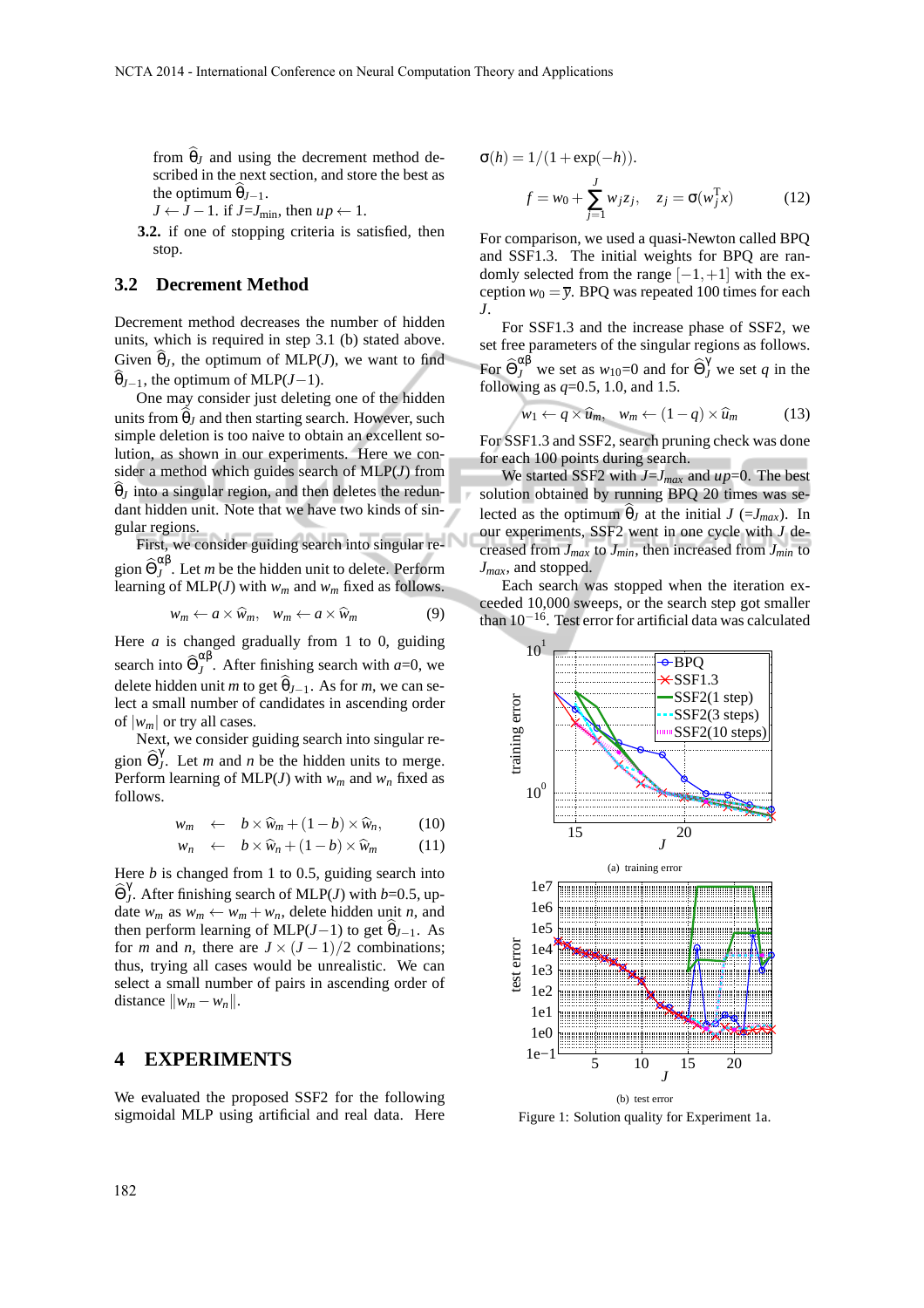from $\widehat{\theta}_J$ and using the decrement method described in the next section, and store the best as the optimum $\widehat{\theta}_{J-1}$.
$J \leftarrow J-1$. if $J$=$J_{\min}$, then $up \leftarrow 1$.

**3.2.** if one of stopping criteria is satisfied, then stop.

## 3.2 Decrement Method

Decrement method decreases the number of hidden units, which is required in step 3.1 (b) stated above. Given $\widehat{\theta}_J$, the optimum of MLP($J$), we want to find $\widehat{\theta}_{J-1}$, the optimum of MLP($J-1$).

One may consider just deleting one of the hidden units from $\widehat{\theta}_J$ and then starting search. However, such simple deletion is too naive to obtain an excellent solution, as shown in our experiments. Here we consider a method which guides search of MLP($J$) from $\widehat{\theta}_J$ into a singular region, and then deletes the redundant hidden unit. Note that we have two kinds of singular regions.

First, we consider guiding search into singular region $\widehat{\Theta}_J^{\alpha\beta}$. Let $m$ be the hidden unit to delete. Perform learning of MLP($J$) with $w_m$ and $\mathbf{w}_m$ fixed as follows.

$$w_m \leftarrow a \times \widehat{w}_m, \quad \mathbf{w}_m \leftarrow a \times \widehat{\mathbf{w}}_m \tag{9}$$

Here $a$ is changed gradually from 1 to 0, guiding search into $\widehat{\Theta}_J^{\alpha\beta}$. After finishing search with $a$=0, we delete hidden unit $m$ to get $\widehat{\theta}_{J-1}$. As for $m$, we can select a small number of candidates in ascending order of $|w_m|$ or try all cases.

Next, we consider guiding search into singular region $\widehat{\Theta}_J^{\gamma}$. Let $m$ and $n$ be the hidden units to merge. Perform learning of MLP($J$) with $\mathbf{w}_m$ and $\mathbf{w}_n$ fixed as follows.

$$\mathbf{w}_m \leftarrow b \times \widehat{\mathbf{w}}_m + (1-b) \times \widehat{\mathbf{w}}_n, \tag{10}$$

$$\mathbf{w}_n \leftarrow b \times \widehat{\mathbf{w}}_n + (1-b) \times \widehat{\mathbf{w}}_m \tag{11}$$

Here $b$ is changed from 1 to 0.5, guiding search into $\widehat{\Theta}_J^{\gamma}$. After finishing search of MLP($J$) with $b$=0.5, update $w_m$ as $w_m \leftarrow w_m + w_n$, delete hidden unit $n$, and then perform learning of MLP($J-1$) to get $\widehat{\theta}_{J-1}$. As for $m$ and $n$, there are $J \times (J-1)/2$ combinations; thus, trying all cases would be unrealistic. We can select a small number of pairs in ascending order of distance $\|\mathbf{w}_m - \mathbf{w}_n\|$.

# 4 EXPERIMENTS

We evaluated the proposed SSF2 for the following sigmoidal MLP using artificial and real data. Here $\sigma(h) = 1/(1+\exp(-h))$.

$$f = w_0 + \sum_{j=1}^{J} w_j z_j, \quad z_j = \sigma(\mathbf{w}_j^{\mathrm{T}} \mathbf{x}) \tag{12}$$

For comparison, we used a quasi-Newton called BPQ and SSF1.3. The initial weights for BPQ are randomly selected from the range $[-1,+1]$ with the exception $w_0 = \overline{y}$. BPQ was repeated 100 times for each $J$.

For SSF1.3 and the increase phase of SSF2, we set free parameters of the singular regions as follows. For $\widehat{\Theta}_J^{\alpha\beta}$ we set as $w_{10}$=0 and for $\widehat{\Theta}_J^{\gamma}$ we set $q$ in the following as $q$=0.5, 1.0, and 1.5.

$$w_1 \leftarrow q \times \widehat{u}_m, \quad w_m \leftarrow (1-q) \times \widehat{u}_m \tag{13}$$

For SSF1.3 and SSF2, search pruning check was done for each 100 points during search.

We started SSF2 with $J$=$J_{max}$ and $up$=0. The best solution obtained by running BPQ 20 times was selected as the optimum $\widehat{\theta}_J$ at the initial $J$ (=$J_{max}$). In our experiments, SSF2 went in one cycle with $J$ decreased from $J_{max}$ to $J_{min}$, then increased from $J_{min}$ to $J_{max}$, and stopped.

Each search was stopped when the iteration exceeded 10,000 sweeps, or the search step got smaller than $10^{-16}$. Test error for artificial data was calculated

(a) training error

(b) test error

Figure 1: Solution quality for Experiment 1a.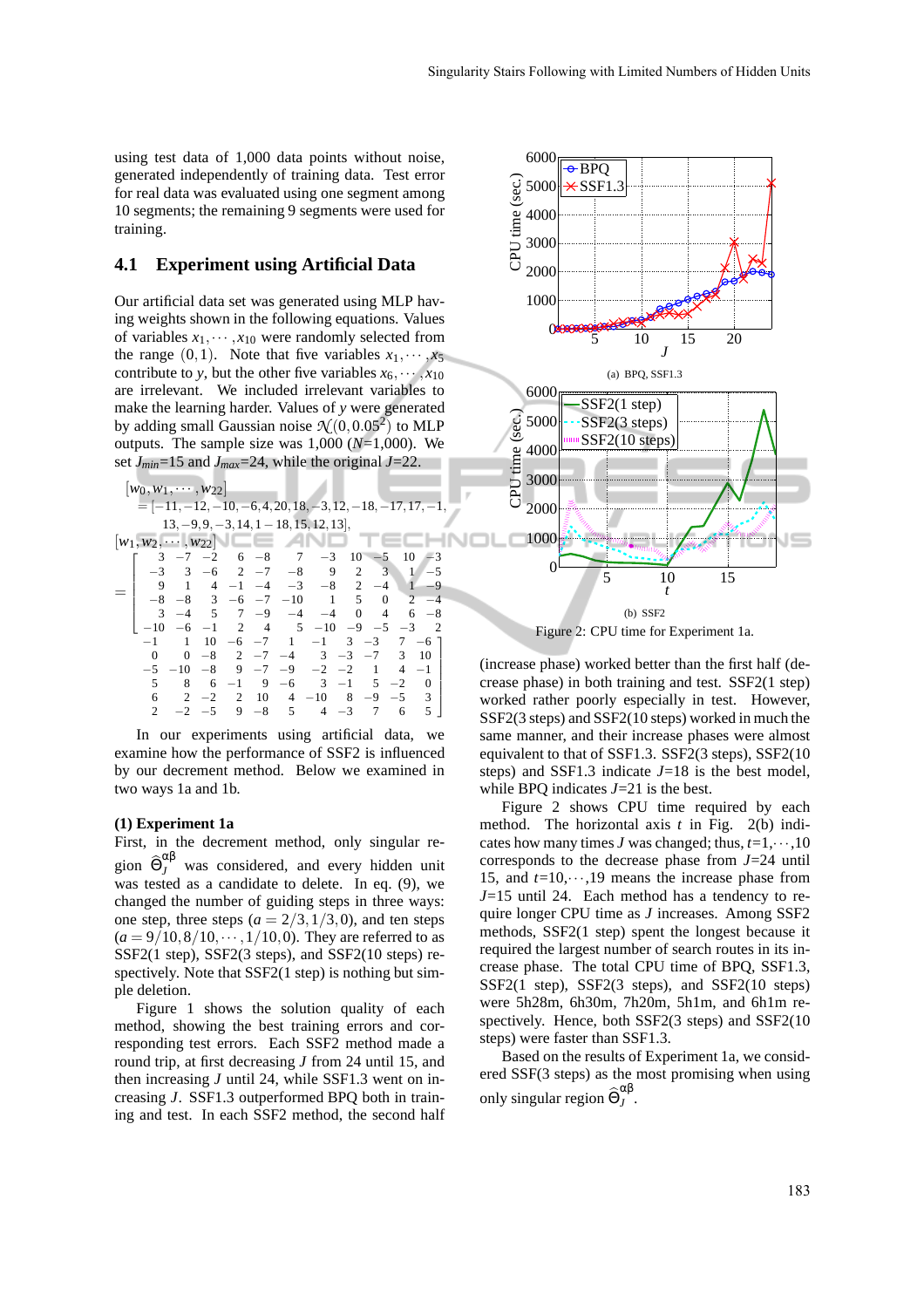using test data of 1,000 data points without noise, generated independently of training data. Test error for real data was evaluated using one segment among 10 segments; the remaining 9 segments were used for training.

## 4.1 Experiment using Artificial Data

Our artificial data set was generated using MLP having weights shown in the following equations. Values of variables $x_1, \cdots, x_{10}$ were randomly selected from the range $(0,1)$. Note that five variables $x_1, \cdots, x_5$ contribute to $y$, but the other five variables $x_6, \cdots, x_{10}$ are irrelevant. We included irrelevant variables to make the learning harder. Values of $y$ were generated by adding small Gaussian noise $\mathcal{N}(0, 0.05^2)$ to MLP outputs. The sample size was 1,000 ($N$=1,000). We set $J_{min}$=15 and $J_{max}$=24, while the original $J$=22.

$$[w_0, w_1, \cdots, w_{22}] = [-11, -12, -10, -6, 4, 20, 18, -3, 12, -18, -17, 17, -1, 13, -9, 9, -3, 14, 1-18, 15, 12, 13],$$

$$[\mathbf{w}_1, \mathbf{w}_2, \cdots, \mathbf{w}_{22}] = \begin{bmatrix} 3 & -7 & -2 & 6 & -8 & 7 & -3 & 10 & -5 & 10 & -3 \\ -3 & 3 & -6 & 2 & -7 & -8 & 9 & 2 & 3 & 1 & -5 \\ 9 & 1 & 4 & -1 & -4 & -3 & -8 & 2 & -4 & 1 & -9 \\ -8 & -8 & 3 & -6 & -7 & -10 & 1 & 5 & 0 & 2 & -4 \\ 3 & -4 & 5 & 7 & -9 & -4 & -4 & 0 & 4 & 6 & -8 \\ -10 & -6 & -1 & 2 & 4 & 5 & -10 & -9 & -5 & -3 & 2 \end{bmatrix}$$
$$\begin{bmatrix} -1 & 1 & 10 & -6 & -7 & 1 & -1 & 3 & -3 & 7 & -6 \\ 0 & 0 & -8 & 2 & -7 & -4 & 3 & -3 & -7 & 3 & 10 \\ -5 & -10 & -8 & 9 & -7 & -9 & -2 & -2 & 1 & 4 & -1 \\ 5 & 8 & 6 & -1 & 9 & -6 & 3 & -1 & 5 & -2 & 0 \\ 6 & 2 & -2 & 2 & 10 & 4 & -10 & 8 & -9 & -5 & 3 \\ 2 & -2 & -5 & 9 & -8 & 5 & 4 & -3 & 7 & 6 & 5 \end{bmatrix}$$

In our experiments using artificial data, we examine how the performance of SSF2 is influenced by our decrement method. Below we examined in two ways 1a and 1b.

**(1) Experiment 1a**

First, in the decrement method, only singular region $\widehat{\Theta}_J^{\alpha\beta}$ was considered, and every hidden unit was tested as a candidate to delete. In eq. (9), we changed the number of guiding steps in three ways: one step, three steps ($a = 2/3, 1/3, 0$), and ten steps ($a = 9/10, 8/10, \cdots, 1/10, 0$). They are referred to as SSF2(1 step), SSF2(3 steps), and SSF2(10 steps) respectively. Note that SSF2(1 step) is nothing but simple deletion.

Figure 1 shows the solution quality of each method, showing the best training errors and corresponding test errors. Each SSF2 method made a round trip, at first decreasing $J$ from 24 until 15, and then increasing $J$ until 24, while SSF1.3 went on increasing $J$. SSF1.3 outperformed BPQ both in training and test. In each SSF2 method, the second half (increase phase) worked better than the first half (decrease phase) in both training and test. SSF2(1 step) worked rather poorly especially in test. However, SSF2(3 steps) and SSF2(10 steps) worked in much the same manner, and their increase phases were almost equivalent to that of SSF1.3. SSF2(3 steps), SSF2(10 steps) and SSF1.3 indicate $J$=18 is the best model, while BPQ indicates $J$=21 is the best.

(a) BPQ, SSF1.3

(b) SSF2

Figure 2: CPU time for Experiment 1a.

Figure 2 shows CPU time required by each method. The horizontal axis $t$ in Fig. 2(b) indicates how many times $J$ was changed; thus, $t$=1,$\cdots$,10 corresponds to the decrease phase from $J$=24 until 15, and $t$=10,$\cdots$,19 means the increase phase from $J$=15 until 24. Each method has a tendency to require longer CPU time as $J$ increases. Among SSF2 methods, SSF2(1 step) spent the longest because it required the largest number of search routes in its increase phase. The total CPU time of BPQ, SSF1.3, SSF2(1 step), SSF2(3 steps), and SSF2(10 steps) were 5h28m, 6h30m, 7h20m, 5h1m, and 6h1m respectively. Hence, both SSF2(3 steps) and SSF2(10 steps) were faster than SSF1.3.

Based on the results of Experiment 1a, we considered SSF(3 steps) as the most promising when using only singular region $\widehat{\Theta}_J^{\alpha\beta}$.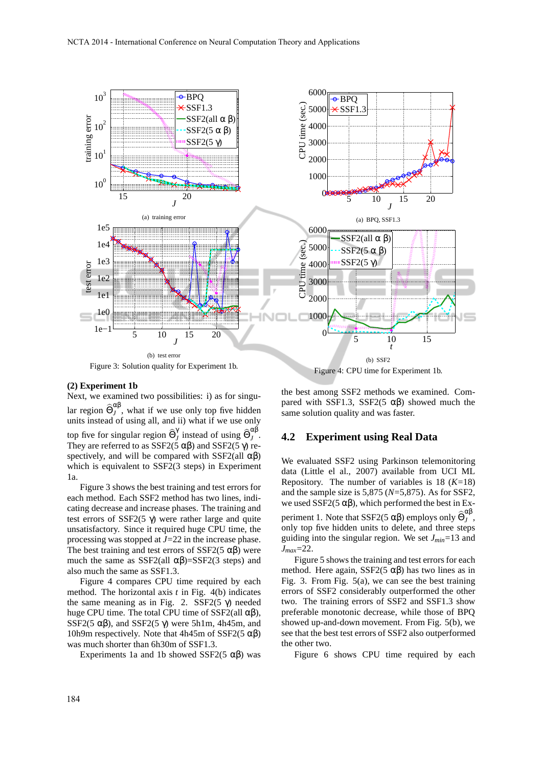(a) training error

(b) test error

Figure 3: Solution quality for Experiment 1b.

(a) BPQ, SSF1.3

(b) SSF2

Figure 4: CPU time for Experiment 1b.

**(2) Experiment 1b**

Next, we examined two possibilities: i) as for singular region $\widehat{\Theta}_J^{\alpha\beta}$, what if we use only top five hidden units instead of using all, and ii) what if we use only top five for singular region $\widehat{\Theta}_J^{\gamma}$ instead of using $\widehat{\Theta}_J^{\alpha\beta}$. They are referred to as SSF2(5 αβ) and SSF2(5 γ) respectively, and will be compared with SSF2(all αβ) which is equivalent to SSF2(3 steps) in Experiment 1a.

Figure 3 shows the best training and test errors for each method. Each SSF2 method has two lines, indicating decrease and increase phases. The training and test errors of SSF2(5 γ) were rather large and quite unsatisfactory. Since it required huge CPU time, the processing was stopped at $J$=22 in the increase phase. The best training and test errors of SSF2(5 αβ) were much the same as SSF2(all αβ)=SSF2(3 steps) and also much the same as SSF1.3.

Figure 4 compares CPU time required by each method. The horizontal axis $t$ in Fig. 4(b) indicates the same meaning as in Fig. 2. SSF2(5 γ) needed huge CPU time. The total CPU time of SSF2(all αβ), SSF2(5 αβ), and SSF2(5 γ) were 5h1m, 4h45m, and 10h9m respectively. Note that 4h45m of SSF2(5 αβ) was much shorter than 6h30m of SSF1.3.

Experiments 1a and 1b showed SSF2(5 αβ) was the best among SSF2 methods we examined. Compared with SSF1.3, SSF2(5 αβ) showed much the same solution quality and was faster.

## 4.2 Experiment using Real Data

We evaluated SSF2 using Parkinson telemonitoring data (Little el al., 2007) available from UCI ML Repository. The number of variables is 18 ($K$=18) and the sample size is 5,875 ($N$=5,875). As for SSF2, we used SSF2(5 αβ), which performed the best in Experiment 1. Note that SSF2(5 αβ) employs only $\widehat{\Theta}_J^{\alpha\beta}$, only top five hidden units to delete, and three steps guiding into the singular region. We set $J_{min}$=13 and $J_{max}$=22.

Figure 5 shows the training and test errors for each method. Here again, SSF2(5 αβ) has two lines as in Fig. 3. From Fig. 5(a), we can see the best training errors of SSF2 considerably outperformed the other two. The training errors of SSF2 and SSF1.3 show preferable monotonic decrease, while those of BPQ showed up-and-down movement. From Fig. 5(b), we see that the best test errors of SSF2 also outperformed the other two.

Figure 6 shows CPU time required by each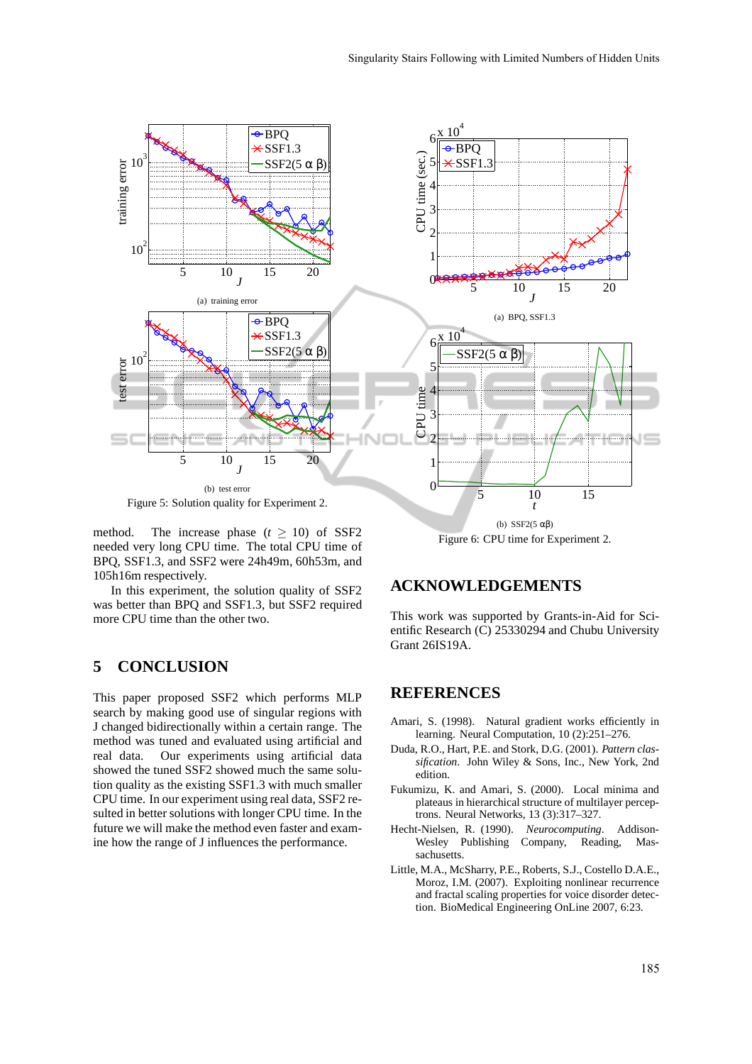(a) training error

(b) test error

Figure 5: Solution quality for Experiment 2.

method. The increase phase ($t \geq 10$) of SSF2 needed very long CPU time. The total CPU time of BPQ, SSF1.3, and SSF2 were 24h49m, 60h53m, and 105h16m respectively.

In this experiment, the solution quality of SSF2 was better than BPQ and SSF1.3, but SSF2 required more CPU time than the other two.

## 5 CONCLUSION

This paper proposed SSF2 which performs MLP search by making good use of singular regions with J changed bidirectionally within a certain range. The method was tuned and evaluated using artificial and real data. Our experiments using artificial data showed the tuned SSF2 showed much the same solution quality as the existing SSF1.3 with much smaller CPU time. In our experiment using real data, SSF2 resulted in better solutions with longer CPU time. In the future we will make the method even faster and examine how the range of J influences the performance.

(a) BPQ, SSF1.3

(b) SSF2(5 αβ)

Figure 6: CPU time for Experiment 2.

## ACKNOWLEDGEMENTS

This work was supported by Grants-in-Aid for Scientific Research (C) 25330294 and Chubu University Grant 26IS19A.

## REFERENCES

Amari, S. (1998). Natural gradient works efficiently in learning. Neural Computation, 10 (2):251–276.

Duda, R.O., Hart, P.E. and Stork, D.G. (2001). *Pattern classification*. John Wiley & Sons, Inc., New York, 2nd edition.

Fukumizu, K. and Amari, S. (2000). Local minima and plateaus in hierarchical structure of multilayer perceptrons. Neural Networks, 13 (3):317–327.

Hecht-Nielsen, R. (1990). *Neurocomputing*. Addison-Wesley Publishing Company, Reading, Massachusetts.

Little, M.A., McSharry, P.E., Roberts, S.J., Costello D.A.E., Moroz, I.M. (2007). Exploiting nonlinear recurrence and fractal scaling properties for voice disorder detection. BioMedical Engineering OnLine 2007, 6:23.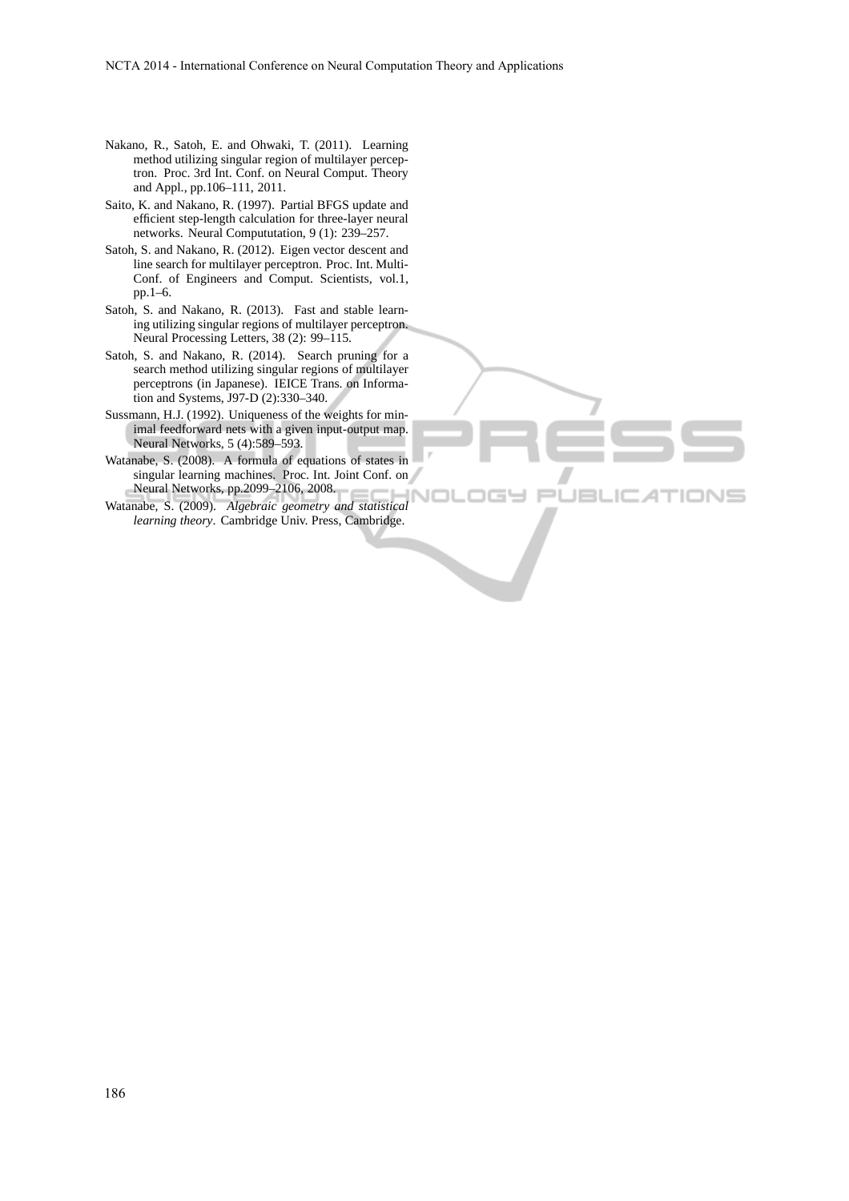Nakano, R., Satoh, E. and Ohwaki, T. (2011). Learning method utilizing singular region of multilayer perceptron. Proc. 3rd Int. Conf. on Neural Comput. Theory and Appl., pp.106–111, 2011.

Saito, K. and Nakano, R. (1997). Partial BFGS update and efficient step-length calculation for three-layer neural networks. Neural Compututation, 9 (1): 239–257.

Satoh, S. and Nakano, R. (2012). Eigen vector descent and line search for multilayer perceptron. Proc. Int. Multi-Conf. of Engineers and Comput. Scientists, vol.1, pp.1–6.

Satoh, S. and Nakano, R. (2013). Fast and stable learning utilizing singular regions of multilayer perceptron. Neural Processing Letters, 38 (2): 99–115.

Satoh, S. and Nakano, R. (2014). Search pruning for a search method utilizing singular regions of multilayer perceptrons (in Japanese). IEICE Trans. on Information and Systems, J97-D (2):330–340.

Sussmann, H.J. (1992). Uniqueness of the weights for minimal feedforward nets with a given input-output map. Neural Networks, 5 (4):589–593.

Watanabe, S. (2008). A formula of equations of states in singular learning machines. Proc. Int. Joint Conf. on Neural Networks, pp.2099–2106, 2008.

Watanabe, S. (2009). *Algebraic geometry and statistical learning theory*. Cambridge Univ. Press, Cambridge.